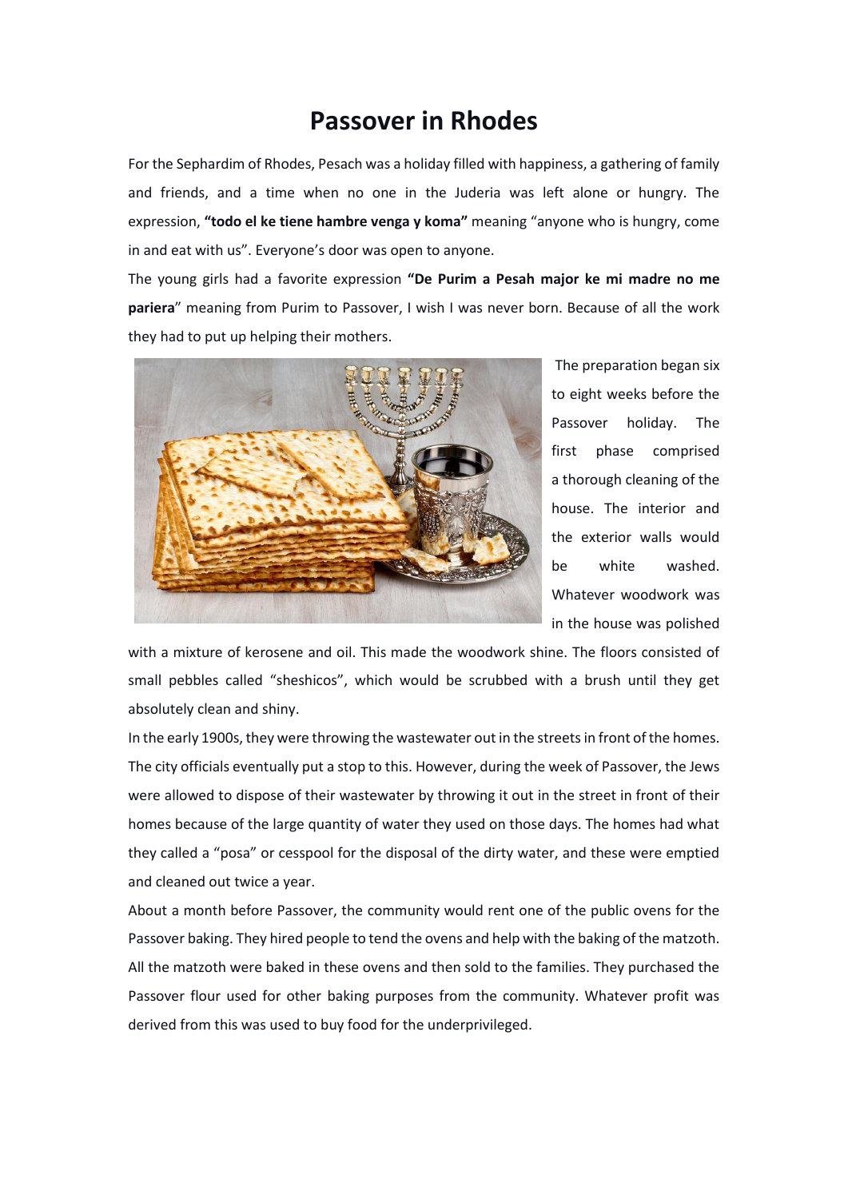# Passover in Rhodes

For the Sephardim of Rhodes, Pesach was a holiday filled with happiness, a gathering of family and friends, and a time when no one in the Juderia was left alone or hungry. The expression, **"todo el ke tiene hambre venga y koma"** meaning "anyone who is hungry, come in and eat with us". Everyone's door was open to anyone.

The young girls had a favorite expression **"De Purim a Pesah major ke mi madre no me pariera**" meaning from Purim to Passover, I wish I was never born. Because of all the work they had to put up helping their mothers.

The preparation began six to eight weeks before the Passover holiday. The first phase comprised a thorough cleaning of the house. The interior and the exterior walls would be white washed. Whatever woodwork was in the house was polished with a mixture of kerosene and oil. This made the woodwork shine. The floors consisted of small pebbles called "sheshicos", which would be scrubbed with a brush until they get absolutely clean and shiny.

In the early 1900s, they were throwing the wastewater out in the streets in front of the homes. The city officials eventually put a stop to this. However, during the week of Passover, the Jews were allowed to dispose of their wastewater by throwing it out in the street in front of their homes because of the large quantity of water they used on those days. The homes had what they called a "posa" or cesspool for the disposal of the dirty water, and these were emptied and cleaned out twice a year.

About a month before Passover, the community would rent one of the public ovens for the Passover baking. They hired people to tend the ovens and help with the baking of the matzoth. All the matzoth were baked in these ovens and then sold to the families. They purchased the Passover flour used for other baking purposes from the community. Whatever profit was derived from this was used to buy food for the underprivileged.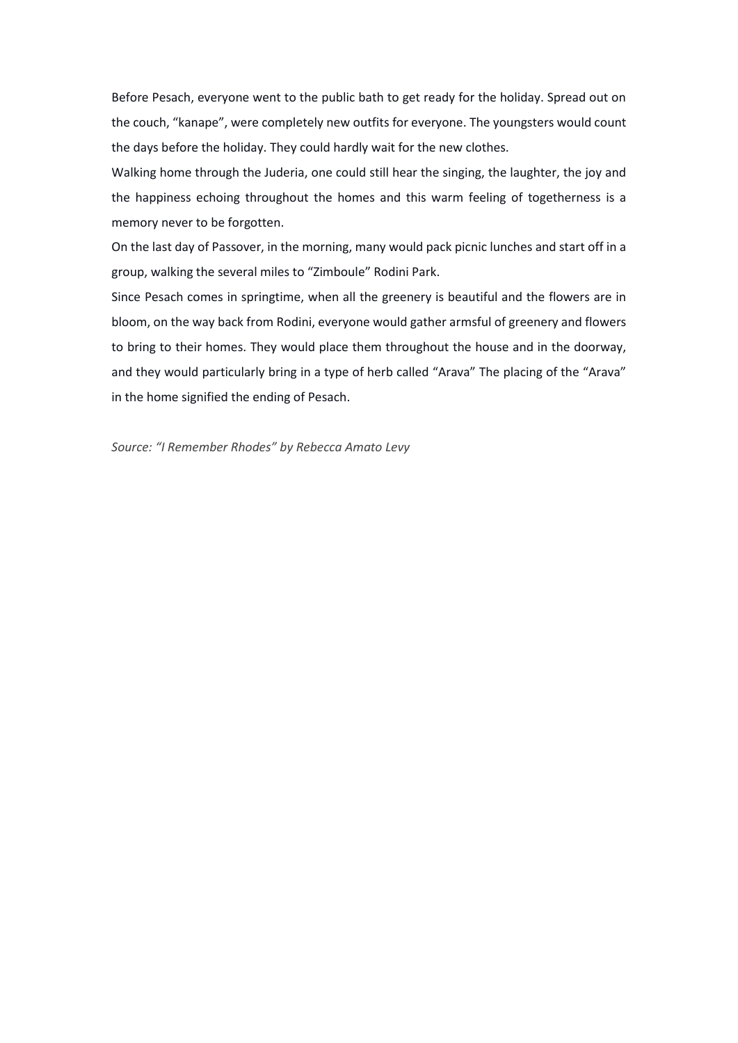Before Pesach, everyone went to the public bath to get ready for the holiday. Spread out on the couch, "kanape", were completely new outfits for everyone. The youngsters would count the days before the holiday. They could hardly wait for the new clothes.

Walking home through the Juderia, one could still hear the singing, the laughter, the joy and the happiness echoing throughout the homes and this warm feeling of togetherness is a memory never to be forgotten.

On the last day of Passover, in the morning, many would pack picnic lunches and start off in a group, walking the several miles to "Zimboule" Rodini Park.

Since Pesach comes in springtime, when all the greenery is beautiful and the flowers are in bloom, on the way back from Rodini, everyone would gather armsful of greenery and flowers to bring to their homes. They would place them throughout the house and in the doorway, and they would particularly bring in a type of herb called "Arava" The placing of the "Arava" in the home signified the ending of Pesach.

*Source: "I Remember Rhodes" by Rebecca Amato Levy*